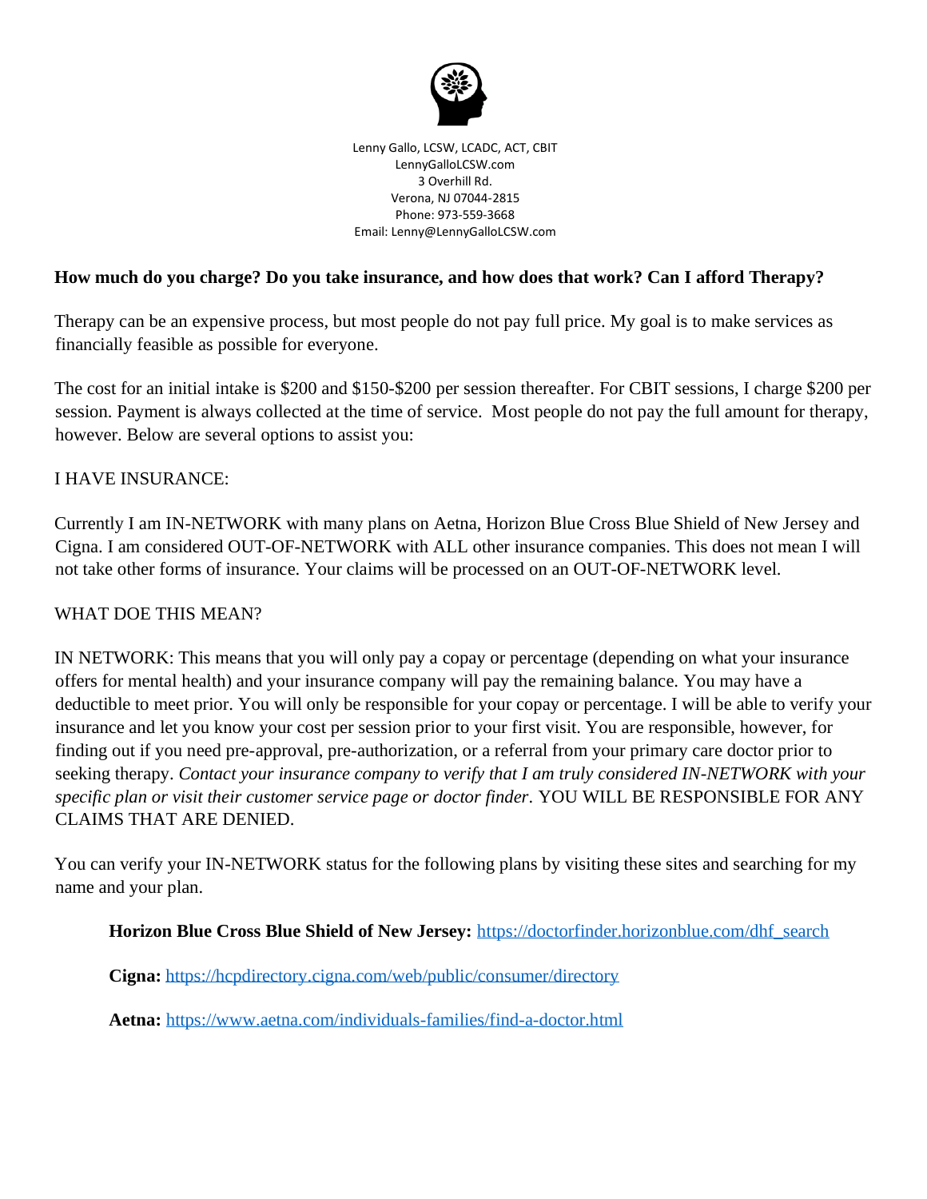Lenny Gallo, LCSW, LCADC, ACT, CBIT
LennyGalloLCSW.com
3 Overhill Rd.
Verona, NJ 07044-2815
Phone: 973-559-3668
Email: Lenny@LennyGalloLCSW.com

**How much do you charge? Do you take insurance, and how does that work? Can I afford Therapy?**

Therapy can be an expensive process, but most people do not pay full price. My goal is to make services as financially feasible as possible for everyone.

The cost for an initial intake is $200 and $150-$200 per session thereafter. For CBIT sessions, I charge $200 per session. Payment is always collected at the time of service. Most people do not pay the full amount for therapy, however. Below are several options to assist you:

I HAVE INSURANCE:

Currently I am IN-NETWORK with many plans on Aetna, Horizon Blue Cross Blue Shield of New Jersey and Cigna. I am considered OUT-OF-NETWORK with ALL other insurance companies. This does not mean I will not take other forms of insurance. Your claims will be processed on an OUT-OF-NETWORK level.

WHAT DOE THIS MEAN?

IN NETWORK: This means that you will only pay a copay or percentage (depending on what your insurance offers for mental health) and your insurance company will pay the remaining balance. You may have a deductible to meet prior. You will only be responsible for your copay or percentage. I will be able to verify your insurance and let you know your cost per session prior to your first visit. You are responsible, however, for finding out if you need pre-approval, pre-authorization, or a referral from your primary care doctor prior to seeking therapy. *Contact your insurance company to verify that I am truly considered IN-NETWORK with your specific plan or visit their customer service page or doctor finder.* YOU WILL BE RESPONSIBLE FOR ANY CLAIMS THAT ARE DENIED.

You can verify your IN-NETWORK status for the following plans by visiting these sites and searching for my name and your plan.

**Horizon Blue Cross Blue Shield of New Jersey:** https://doctorfinder.horizonblue.com/dhf_search

**Cigna:** https://hcpdirectory.cigna.com/web/public/consumer/directory

**Aetna:** https://www.aetna.com/individuals-families/find-a-doctor.html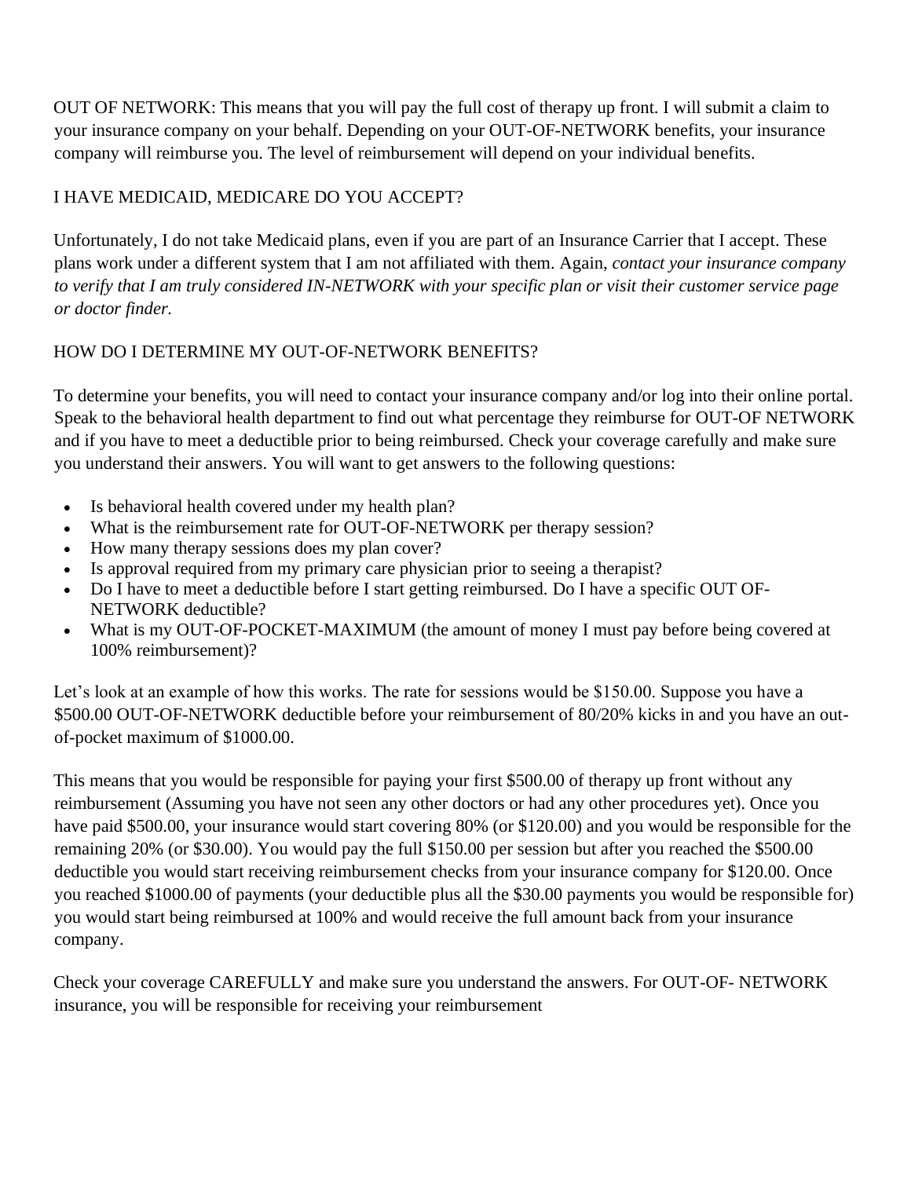OUT OF NETWORK: This means that you will pay the full cost of therapy up front. I will submit a claim to your insurance company on your behalf. Depending on your OUT-OF-NETWORK benefits, your insurance company will reimburse you. The level of reimbursement will depend on your individual benefits.

## I HAVE MEDICAID, MEDICARE DO YOU ACCEPT?

Unfortunately, I do not take Medicaid plans, even if you are part of an Insurance Carrier that I accept. These plans work under a different system that I am not affiliated with them. Again, *contact your insurance company to verify that I am truly considered IN-NETWORK with your specific plan or visit their customer service page or doctor finder.*

## HOW DO I DETERMINE MY OUT-OF-NETWORK BENEFITS?

To determine your benefits, you will need to contact your insurance company and/or log into their online portal. Speak to the behavioral health department to find out what percentage they reimburse for OUT-OF NETWORK and if you have to meet a deductible prior to being reimbursed. Check your coverage carefully and make sure you understand their answers. You will want to get answers to the following questions:

- Is behavioral health covered under my health plan?
- What is the reimbursement rate for OUT-OF-NETWORK per therapy session?
- How many therapy sessions does my plan cover?
- Is approval required from my primary care physician prior to seeing a therapist?
- Do I have to meet a deductible before I start getting reimbursed. Do I have a specific OUT OF-NETWORK deductible?
- What is my OUT-OF-POCKET-MAXIMUM (the amount of money I must pay before being covered at 100% reimbursement)?

Let's look at an example of how this works. The rate for sessions would be $150.00. Suppose you have a $500.00 OUT-OF-NETWORK deductible before your reimbursement of 80/20% kicks in and you have an out-of-pocket maximum of $1000.00.

This means that you would be responsible for paying your first $500.00 of therapy up front without any reimbursement (Assuming you have not seen any other doctors or had any other procedures yet). Once you have paid $500.00, your insurance would start covering 80% (or $120.00) and you would be responsible for the remaining 20% (or $30.00). You would pay the full $150.00 per session but after you reached the $500.00 deductible you would start receiving reimbursement checks from your insurance company for $120.00. Once you reached $1000.00 of payments (your deductible plus all the $30.00 payments you would be responsible for) you would start being reimbursed at 100% and would receive the full amount back from your insurance company.

Check your coverage CAREFULLY and make sure you understand the answers. For OUT-OF- NETWORK insurance, you will be responsible for receiving your reimbursement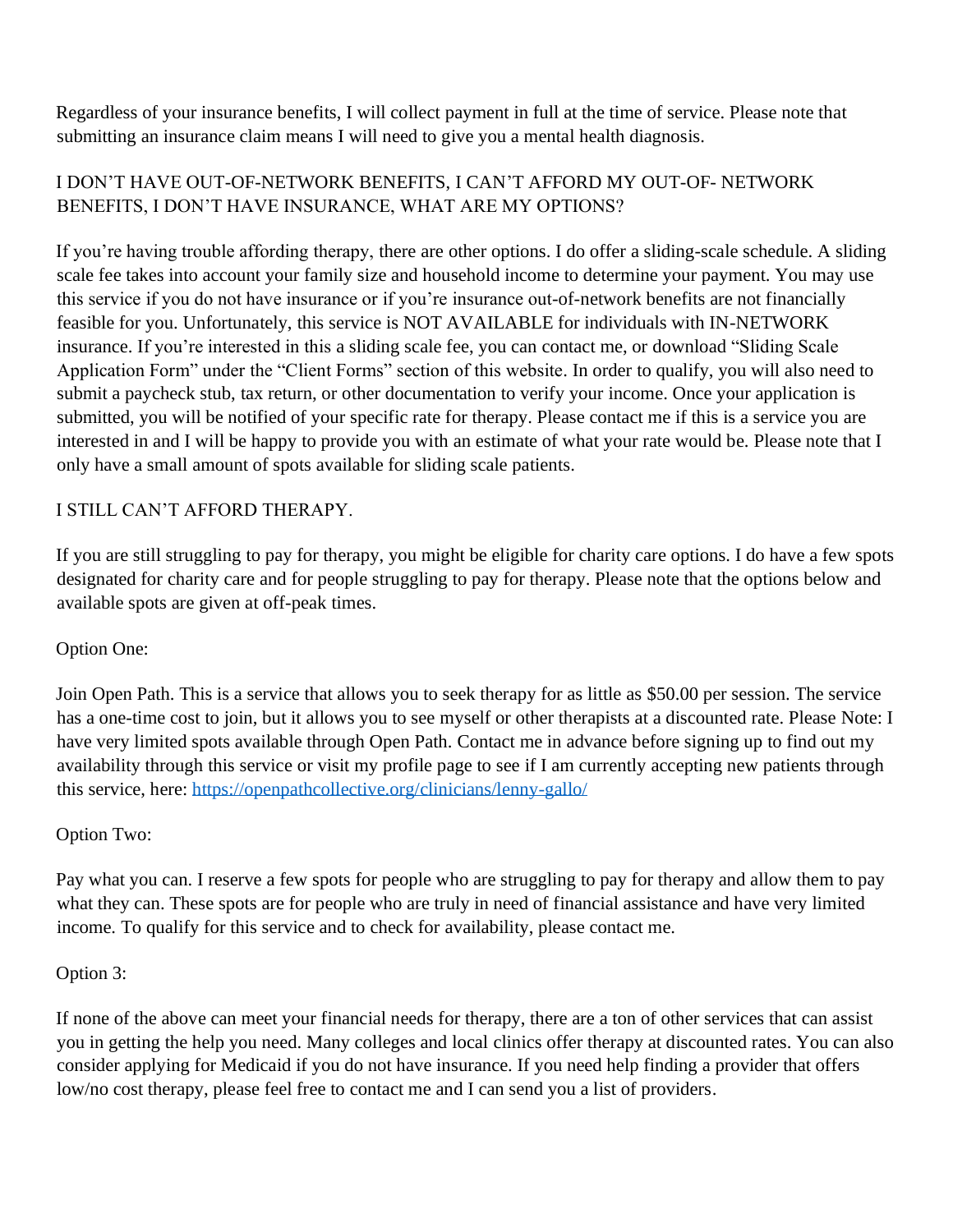Regardless of your insurance benefits, I will collect payment in full at the time of service. Please note that submitting an insurance claim means I will need to give you a mental health diagnosis.

## I DON'T HAVE OUT-OF-NETWORK BENEFITS, I CAN'T AFFORD MY OUT-OF- NETWORK BENEFITS, I DON'T HAVE INSURANCE, WHAT ARE MY OPTIONS?

If you're having trouble affording therapy, there are other options. I do offer a sliding-scale schedule. A sliding scale fee takes into account your family size and household income to determine your payment. You may use this service if you do not have insurance or if you're insurance out-of-network benefits are not financially feasible for you. Unfortunately, this service is NOT AVAILABLE for individuals with IN-NETWORK insurance. If you're interested in this a sliding scale fee, you can contact me, or download "Sliding Scale Application Form" under the "Client Forms" section of this website. In order to qualify, you will also need to submit a paycheck stub, tax return, or other documentation to verify your income. Once your application is submitted, you will be notified of your specific rate for therapy. Please contact me if this is a service you are interested in and I will be happy to provide you with an estimate of what your rate would be. Please note that I only have a small amount of spots available for sliding scale patients.

## I STILL CAN'T AFFORD THERAPY.

If you are still struggling to pay for therapy, you might be eligible for charity care options. I do have a few spots designated for charity care and for people struggling to pay for therapy. Please note that the options below and available spots are given at off-peak times.

Option One:

Join Open Path. This is a service that allows you to seek therapy for as little as $50.00 per session. The service has a one-time cost to join, but it allows you to see myself or other therapists at a discounted rate. Please Note: I have very limited spots available through Open Path. Contact me in advance before signing up to find out my availability through this service or visit my profile page to see if I am currently accepting new patients through this service, here: [https://openpathcollective.org/clinicians/lenny-gallo/](https://openpathcollective.org/clinicians/lenny-gallo/)

Option Two:

Pay what you can. I reserve a few spots for people who are struggling to pay for therapy and allow them to pay what they can. These spots are for people who are truly in need of financial assistance and have very limited income. To qualify for this service and to check for availability, please contact me.

Option 3:

If none of the above can meet your financial needs for therapy, there are a ton of other services that can assist you in getting the help you need. Many colleges and local clinics offer therapy at discounted rates. You can also consider applying for Medicaid if you do not have insurance. If you need help finding a provider that offers low/no cost therapy, please feel free to contact me and I can send you a list of providers.